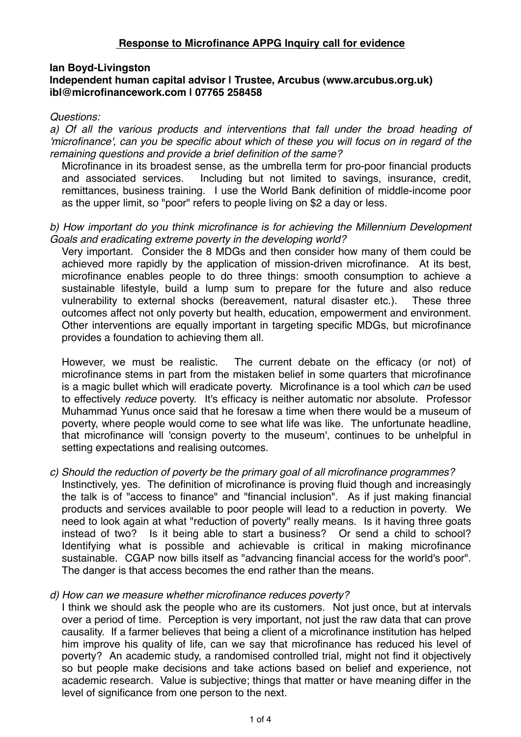# Response to Microfinance APPG Inquiry call for evidence

**Ian Boyd-Livingston**
**Independent human capital advisor | Trustee, Arcubus (www.arcubus.org.uk)**
**ibl@microfinancework.com | 07765 258458**

*Questions:*

*a) Of all the various products and interventions that fall under the broad heading of 'microfinance', can you be specific about which of these you will focus on in regard of the remaining questions and provide a brief definition of the same?*

Microfinance in its broadest sense, as the umbrella term for pro-poor financial products and associated services. Including but not limited to savings, insurance, credit, remittances, business training. I use the World Bank definition of middle-income poor as the upper limit, so "poor" refers to people living on \$2 a day or less.

*b) How important do you think microfinance is for achieving the Millennium Development Goals and eradicating extreme poverty in the developing world?*

Very important. Consider the 8 MDGs and then consider how many of them could be achieved more rapidly by the application of mission-driven microfinance. At its best, microfinance enables people to do three things: smooth consumption to achieve a sustainable lifestyle, build a lump sum to prepare for the future and also reduce vulnerability to external shocks (bereavement, natural disaster etc.). These three outcomes affect not only poverty but health, education, empowerment and environment. Other interventions are equally important in targeting specific MDGs, but microfinance provides a foundation to achieving them all.

However, we must be realistic. The current debate on the efficacy (or not) of microfinance stems in part from the mistaken belief in some quarters that microfinance is a magic bullet which will eradicate poverty. Microfinance is a tool which *can* be used to effectively *reduce* poverty. It's efficacy is neither automatic nor absolute. Professor Muhammad Yunus once said that he foresaw a time when there would be a museum of poverty, where people would come to see what life was like. The unfortunate headline, that microfinance will 'consign poverty to the museum', continues to be unhelpful in setting expectations and realising outcomes.

*c) Should the reduction of poverty be the primary goal of all microfinance programmes?*

Instinctively, yes. The definition of microfinance is proving fluid though and increasingly the talk is of "access to finance" and "financial inclusion". As if just making financial products and services available to poor people will lead to a reduction in poverty. We need to look again at what "reduction of poverty" really means. Is it having three goats instead of two? Is it being able to start a business? Or send a child to school? Identifying what is possible and achievable is critical in making microfinance sustainable. CGAP now bills itself as "advancing financial access for the world's poor". The danger is that access becomes the end rather than the means.

*d) How can we measure whether microfinance reduces poverty?*

I think we should ask the people who are its customers. Not just once, but at intervals over a period of time. Perception is very important, not just the raw data that can prove causality. If a farmer believes that being a client of a microfinance institution has helped him improve his quality of life, can we say that microfinance has reduced his level of poverty? An academic study, a randomised controlled trial, might not find it objectively so but people make decisions and take actions based on belief and experience, not academic research. Value is subjective; things that matter or have meaning differ in the level of significance from one person to the next.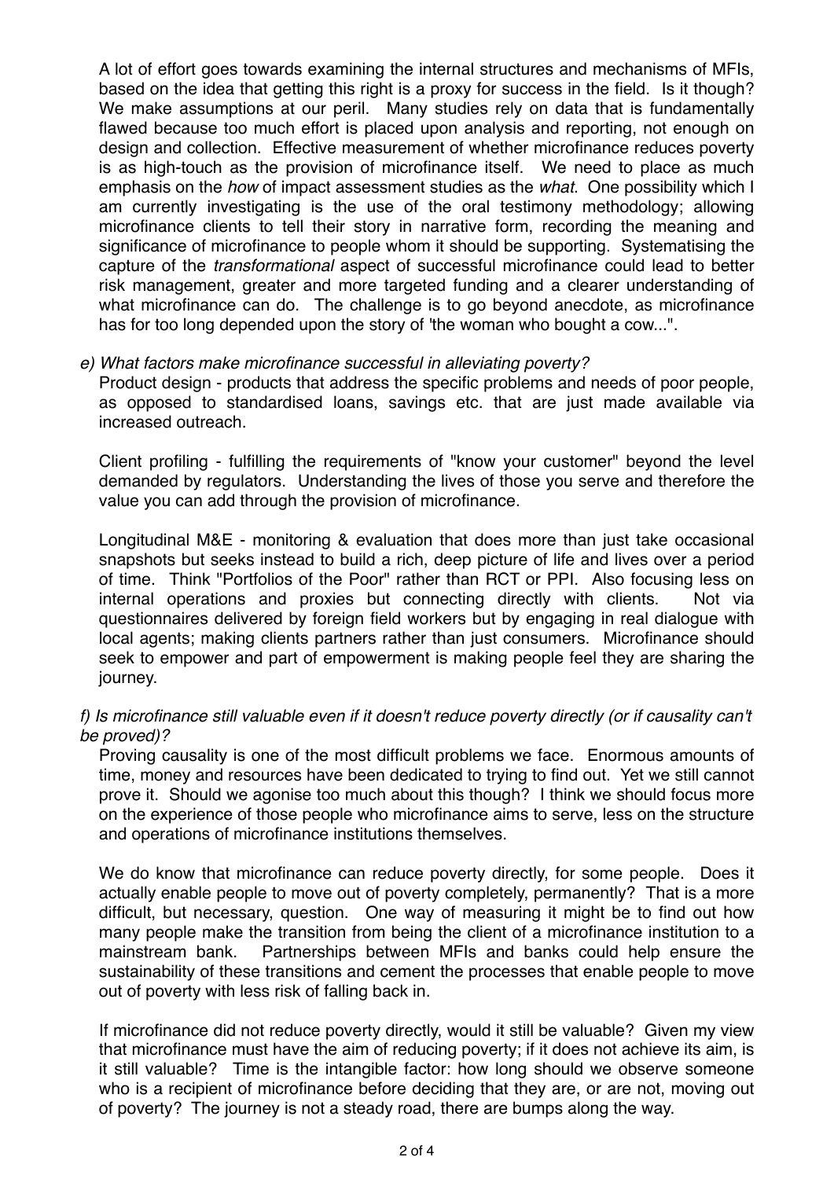A lot of effort goes towards examining the internal structures and mechanisms of MFIs, based on the idea that getting this right is a proxy for success in the field. Is it though? We make assumptions at our peril. Many studies rely on data that is fundamentally flawed because too much effort is placed upon analysis and reporting, not enough on design and collection. Effective measurement of whether microfinance reduces poverty is as high-touch as the provision of microfinance itself. We need to place as much emphasis on the *how* of impact assessment studies as the *what*. One possibility which I am currently investigating is the use of the oral testimony methodology; allowing microfinance clients to tell their story in narrative form, recording the meaning and significance of microfinance to people whom it should be supporting. Systematising the capture of the *transformational* aspect of successful microfinance could lead to better risk management, greater and more targeted funding and a clearer understanding of what microfinance can do. The challenge is to go beyond anecdote, as microfinance has for too long depended upon the story of 'the woman who bought a cow...".

*e) What factors make microfinance successful in alleviating poverty?*

Product design - products that address the specific problems and needs of poor people, as opposed to standardised loans, savings etc. that are just made available via increased outreach.

Client profiling - fulfilling the requirements of "know your customer" beyond the level demanded by regulators. Understanding the lives of those you serve and therefore the value you can add through the provision of microfinance.

Longitudinal M&E - monitoring & evaluation that does more than just take occasional snapshots but seeks instead to build a rich, deep picture of life and lives over a period of time. Think "Portfolios of the Poor" rather than RCT or PPI. Also focusing less on internal operations and proxies but connecting directly with clients. Not via questionnaires delivered by foreign field workers but by engaging in real dialogue with local agents; making clients partners rather than just consumers. Microfinance should seek to empower and part of empowerment is making people feel they are sharing the journey.

*f) Is microfinance still valuable even if it doesn't reduce poverty directly (or if causality can't be proved)?*

Proving causality is one of the most difficult problems we face. Enormous amounts of time, money and resources have been dedicated to trying to find out. Yet we still cannot prove it. Should we agonise too much about this though? I think we should focus more on the experience of those people who microfinance aims to serve, less on the structure and operations of microfinance institutions themselves.

We do know that microfinance can reduce poverty directly, for some people. Does it actually enable people to move out of poverty completely, permanently? That is a more difficult, but necessary, question. One way of measuring it might be to find out how many people make the transition from being the client of a microfinance institution to a mainstream bank. Partnerships between MFIs and banks could help ensure the sustainability of these transitions and cement the processes that enable people to move out of poverty with less risk of falling back in.

If microfinance did not reduce poverty directly, would it still be valuable? Given my view that microfinance must have the aim of reducing poverty; if it does not achieve its aim, is it still valuable? Time is the intangible factor: how long should we observe someone who is a recipient of microfinance before deciding that they are, or are not, moving out of poverty? The journey is not a steady road, there are bumps along the way.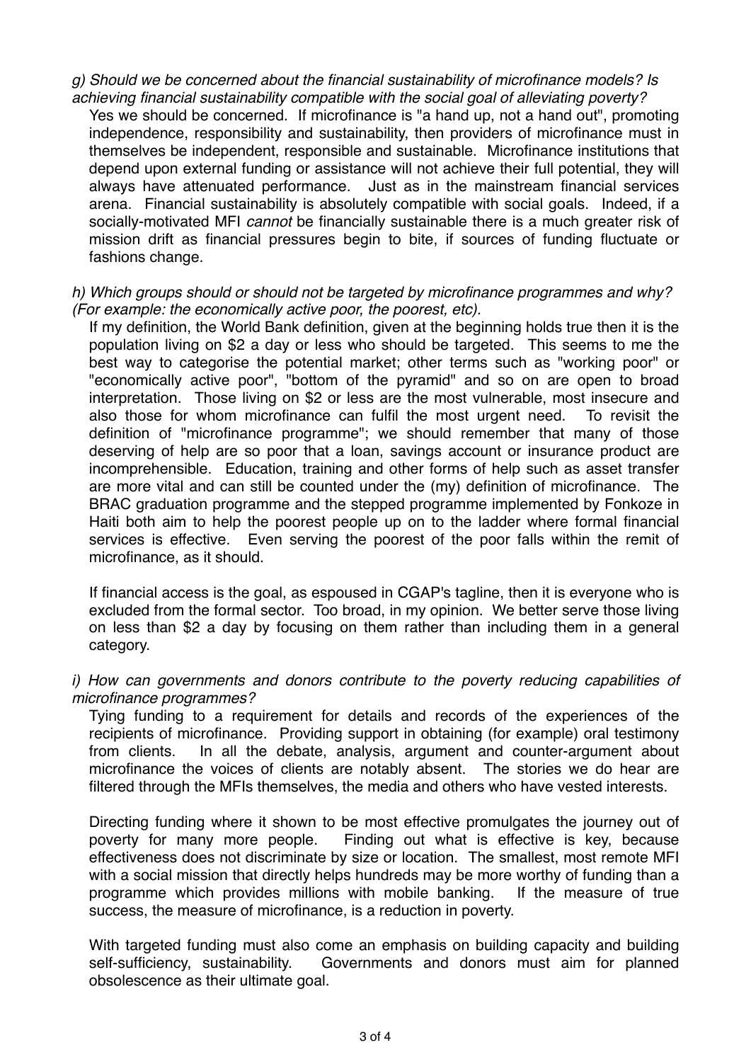*g) Should we be concerned about the financial sustainability of microfinance models? Is achieving financial sustainability compatible with the social goal of alleviating poverty?*

Yes we should be concerned. If microfinance is "a hand up, not a hand out", promoting independence, responsibility and sustainability, then providers of microfinance must in themselves be independent, responsible and sustainable. Microfinance institutions that depend upon external funding or assistance will not achieve their full potential, they will always have attenuated performance. Just as in the mainstream financial services arena. Financial sustainability is absolutely compatible with social goals. Indeed, if a socially-motivated MFI *cannot* be financially sustainable there is a much greater risk of mission drift as financial pressures begin to bite, if sources of funding fluctuate or fashions change.

*h) Which groups should or should not be targeted by microfinance programmes and why? (For example: the economically active poor, the poorest, etc).*

If my definition, the World Bank definition, given at the beginning holds true then it is the population living on $2 a day or less who should be targeted. This seems to me the best way to categorise the potential market; other terms such as "working poor" or "economically active poor", "bottom of the pyramid" and so on are open to broad interpretation. Those living on $2 or less are the most vulnerable, most insecure and also those for whom microfinance can fulfil the most urgent need. To revisit the definition of "microfinance programme"; we should remember that many of those deserving of help are so poor that a loan, savings account or insurance product are incomprehensible. Education, training and other forms of help such as asset transfer are more vital and can still be counted under the (my) definition of microfinance. The BRAC graduation programme and the stepped programme implemented by Fonkoze in Haiti both aim to help the poorest people up on to the ladder where formal financial services is effective. Even serving the poorest of the poor falls within the remit of microfinance, as it should.

If financial access is the goal, as espoused in CGAP's tagline, then it is everyone who is excluded from the formal sector. Too broad, in my opinion. We better serve those living on less than $2 a day by focusing on them rather than including them in a general category.

*i) How can governments and donors contribute to the poverty reducing capabilities of microfinance programmes?*

Tying funding to a requirement for details and records of the experiences of the recipients of microfinance. Providing support in obtaining (for example) oral testimony from clients. In all the debate, analysis, argument and counter-argument about microfinance the voices of clients are notably absent. The stories we do hear are filtered through the MFIs themselves, the media and others who have vested interests.

Directing funding where it shown to be most effective promulgates the journey out of poverty for many more people. Finding out what is effective is key, because effectiveness does not discriminate by size or location. The smallest, most remote MFI with a social mission that directly helps hundreds may be more worthy of funding than a programme which provides millions with mobile banking. If the measure of true success, the measure of microfinance, is a reduction in poverty.

With targeted funding must also come an emphasis on building capacity and building self-sufficiency, sustainability. Governments and donors must aim for planned obsolescence as their ultimate goal.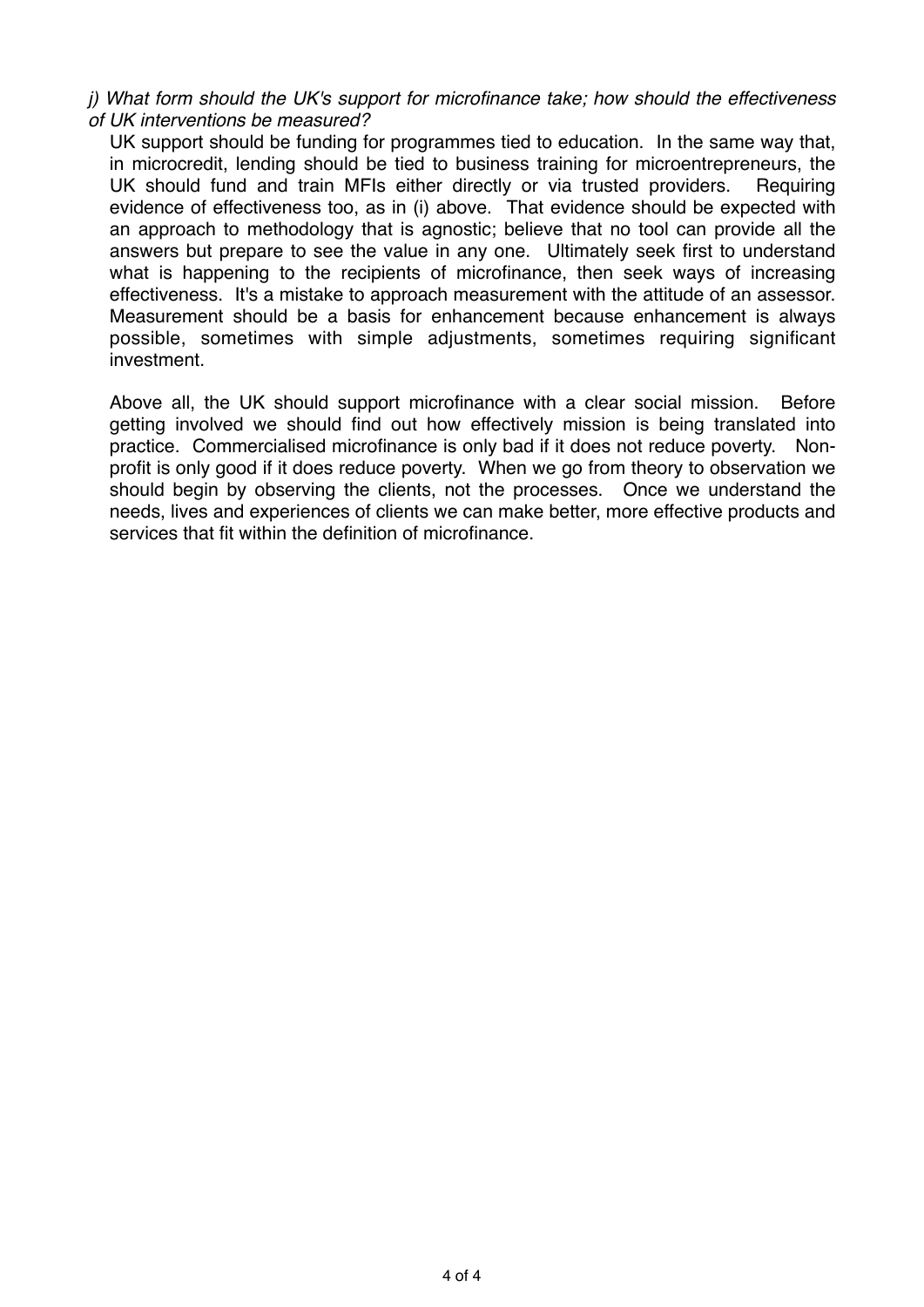*j) What form should the UK's support for microfinance take; how should the effectiveness of UK interventions be measured?*

UK support should be funding for programmes tied to education. In the same way that, in microcredit, lending should be tied to business training for microentrepreneurs, the UK should fund and train MFIs either directly or via trusted providers. Requiring evidence of effectiveness too, as in (i) above. That evidence should be expected with an approach to methodology that is agnostic; believe that no tool can provide all the answers but prepare to see the value in any one. Ultimately seek first to understand what is happening to the recipients of microfinance, then seek ways of increasing effectiveness. It's a mistake to approach measurement with the attitude of an assessor. Measurement should be a basis for enhancement because enhancement is always possible, sometimes with simple adjustments, sometimes requiring significant investment.

Above all, the UK should support microfinance with a clear social mission. Before getting involved we should find out how effectively mission is being translated into practice. Commercialised microfinance is only bad if it does not reduce poverty. Non-profit is only good if it does reduce poverty. When we go from theory to observation we should begin by observing the clients, not the processes. Once we understand the needs, lives and experiences of clients we can make better, more effective products and services that fit within the definition of microfinance.